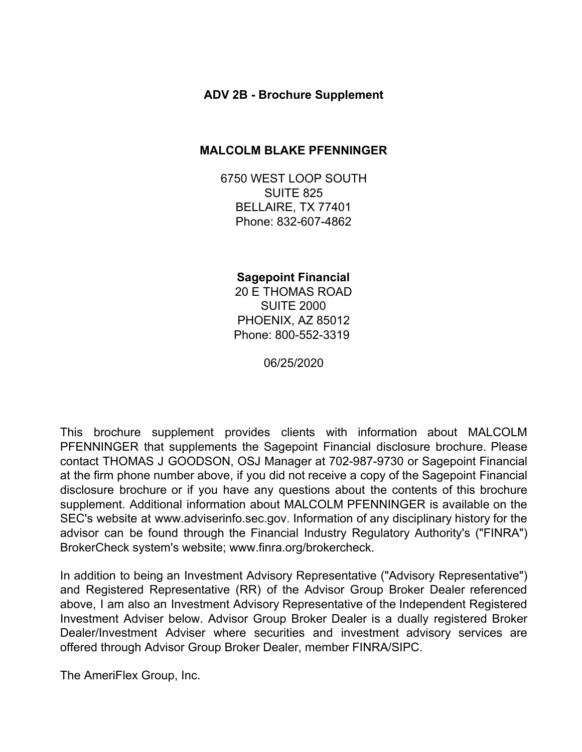# ADV 2B - Brochure Supplement

## MALCOLM BLAKE PFENNINGER

6750 WEST LOOP SOUTH
SUITE 825
BELLAIRE, TX 77401
Phone: 832-607-4862

**Sagepoint Financial**
20 E THOMAS ROAD
SUITE 2000
PHOENIX, AZ 85012
Phone: 800-552-3319

06/25/2020

This brochure supplement provides clients with information about MALCOLM PFENNINGER that supplements the Sagepoint Financial disclosure brochure. Please contact THOMAS J GOODSON, OSJ Manager at 702-987-9730 or Sagepoint Financial at the firm phone number above, if you did not receive a copy of the Sagepoint Financial disclosure brochure or if you have any questions about the contents of this brochure supplement. Additional information about MALCOLM PFENNINGER is available on the SEC's website at www.adviserinfo.sec.gov. Information of any disciplinary history for the advisor can be found through the Financial Industry Regulatory Authority's ("FINRA") BrokerCheck system's website; www.finra.org/brokercheck.

In addition to being an Investment Advisory Representative ("Advisory Representative") and Registered Representative (RR) of the Advisor Group Broker Dealer referenced above, I am also an Investment Advisory Representative of the Independent Registered Investment Adviser below. Advisor Group Broker Dealer is a dually registered Broker Dealer/Investment Adviser where securities and investment advisory services are offered through Advisor Group Broker Dealer, member FINRA/SIPC.

The AmeriFlex Group, Inc.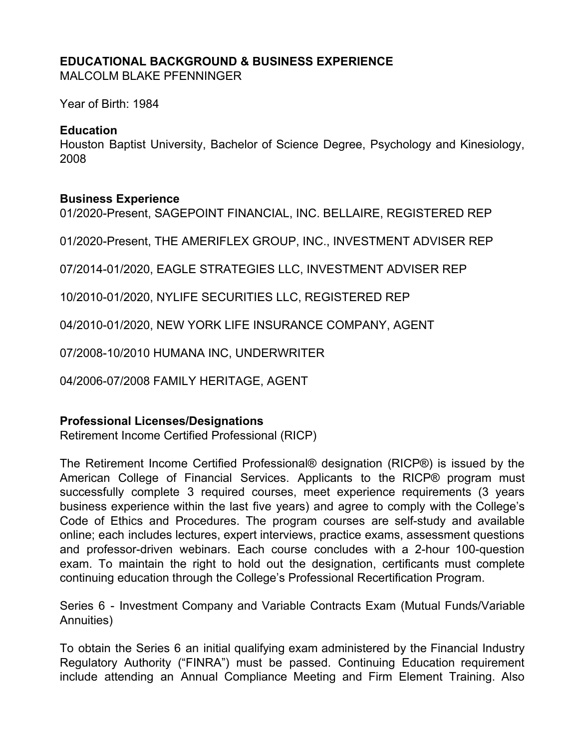**EDUCATIONAL BACKGROUND & BUSINESS EXPERIENCE**
MALCOLM BLAKE PFENNINGER

Year of Birth: 1984

**Education**
Houston Baptist University, Bachelor of Science Degree, Psychology and Kinesiology, 2008

**Business Experience**
01/2020-Present, SAGEPOINT FINANCIAL, INC. BELLAIRE, REGISTERED REP

01/2020-Present, THE AMERIFLEX GROUP, INC., INVESTMENT ADVISER REP

07/2014-01/2020, EAGLE STRATEGIES LLC, INVESTMENT ADVISER REP

10/2010-01/2020, NYLIFE SECURITIES LLC, REGISTERED REP

04/2010-01/2020, NEW YORK LIFE INSURANCE COMPANY, AGENT

07/2008-10/2010 HUMANA INC, UNDERWRITER

04/2006-07/2008 FAMILY HERITAGE, AGENT

**Professional Licenses/Designations**
Retirement Income Certified Professional (RICP)

The Retirement Income Certified Professional® designation (RICP®) is issued by the American College of Financial Services. Applicants to the RICP® program must successfully complete 3 required courses, meet experience requirements (3 years business experience within the last five years) and agree to comply with the College's Code of Ethics and Procedures. The program courses are self-study and available online; each includes lectures, expert interviews, practice exams, assessment questions and professor-driven webinars. Each course concludes with a 2-hour 100-question exam. To maintain the right to hold out the designation, certificants must complete continuing education through the College's Professional Recertification Program.

Series 6 - Investment Company and Variable Contracts Exam (Mutual Funds/Variable Annuities)

To obtain the Series 6 an initial qualifying exam administered by the Financial Industry Regulatory Authority ("FINRA") must be passed. Continuing Education requirement include attending an Annual Compliance Meeting and Firm Element Training. Also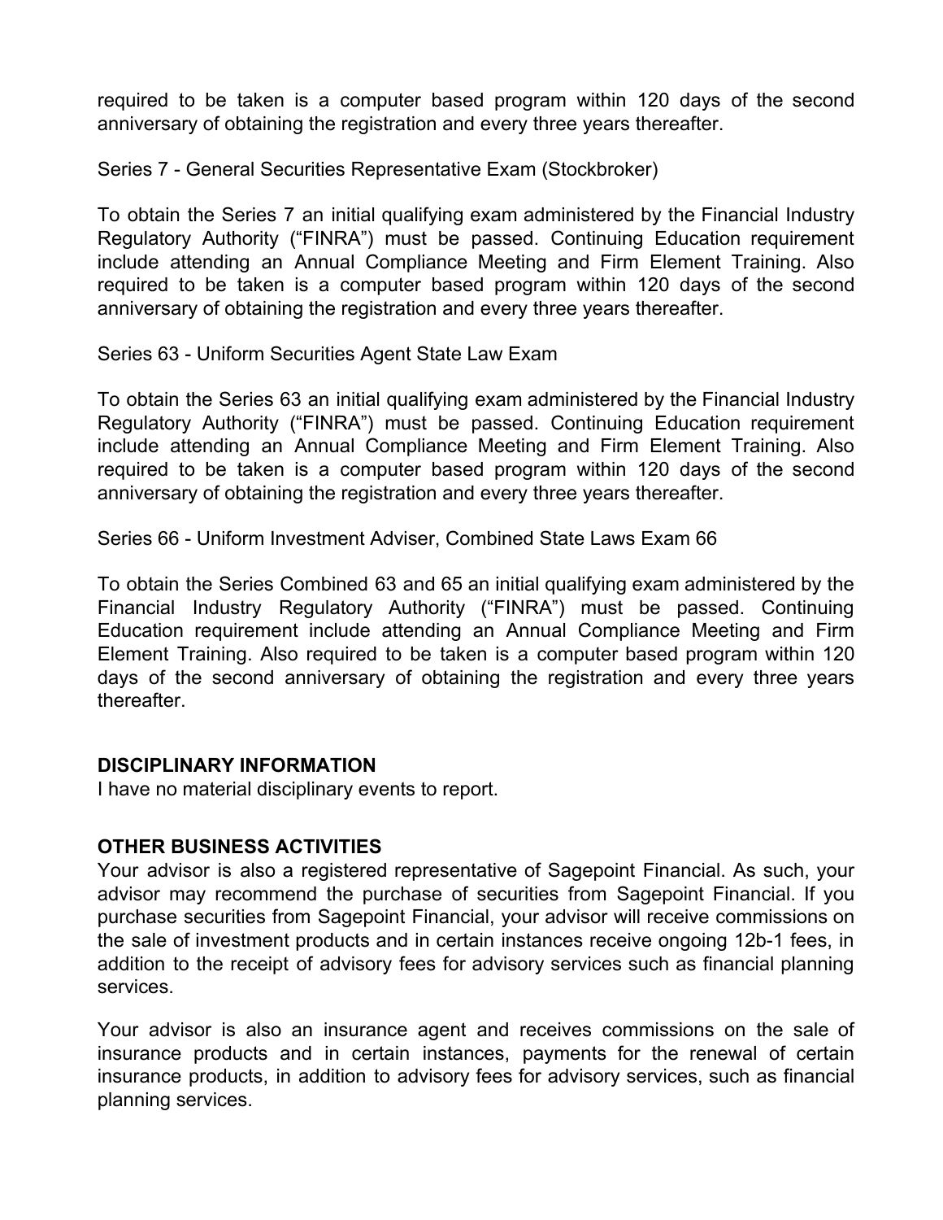required to be taken is a computer based program within 120 days of the second anniversary of obtaining the registration and every three years thereafter.

Series 7 - General Securities Representative Exam (Stockbroker)

To obtain the Series 7 an initial qualifying exam administered by the Financial Industry Regulatory Authority ("FINRA") must be passed. Continuing Education requirement include attending an Annual Compliance Meeting and Firm Element Training. Also required to be taken is a computer based program within 120 days of the second anniversary of obtaining the registration and every three years thereafter.

Series 63 - Uniform Securities Agent State Law Exam

To obtain the Series 63 an initial qualifying exam administered by the Financial Industry Regulatory Authority ("FINRA") must be passed. Continuing Education requirement include attending an Annual Compliance Meeting and Firm Element Training. Also required to be taken is a computer based program within 120 days of the second anniversary of obtaining the registration and every three years thereafter.

Series 66 - Uniform Investment Adviser, Combined State Laws Exam 66

To obtain the Series Combined 63 and 65 an initial qualifying exam administered by the Financial Industry Regulatory Authority ("FINRA") must be passed. Continuing Education requirement include attending an Annual Compliance Meeting and Firm Element Training. Also required to be taken is a computer based program within 120 days of the second anniversary of obtaining the registration and every three years thereafter.

## DISCIPLINARY INFORMATION

I have no material disciplinary events to report.

## OTHER BUSINESS ACTIVITIES

Your advisor is also a registered representative of Sagepoint Financial. As such, your advisor may recommend the purchase of securities from Sagepoint Financial. If you purchase securities from Sagepoint Financial, your advisor will receive commissions on the sale of investment products and in certain instances receive ongoing 12b-1 fees, in addition to the receipt of advisory fees for advisory services such as financial planning services.

Your advisor is also an insurance agent and receives commissions on the sale of insurance products and in certain instances, payments for the renewal of certain insurance products, in addition to advisory fees for advisory services, such as financial planning services.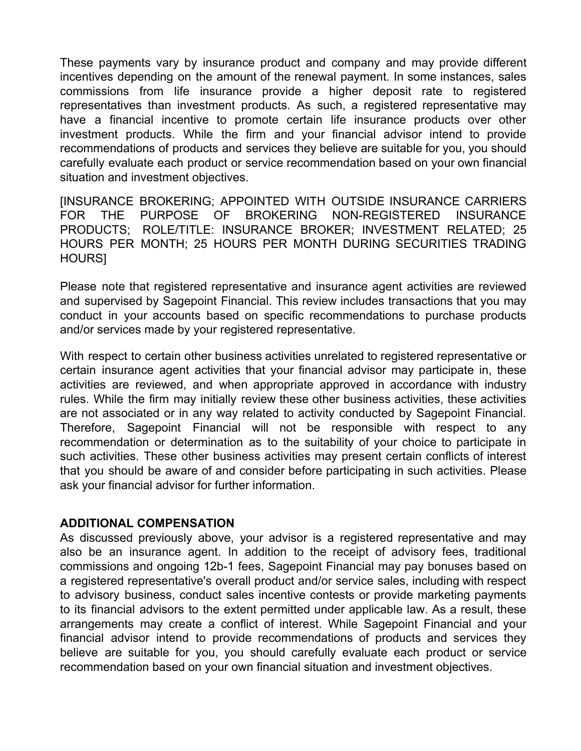These payments vary by insurance product and company and may provide different incentives depending on the amount of the renewal payment. In some instances, sales commissions from life insurance provide a higher deposit rate to registered representatives than investment products. As such, a registered representative may have a financial incentive to promote certain life insurance products over other investment products. While the firm and your financial advisor intend to provide recommendations of products and services they believe are suitable for you, you should carefully evaluate each product or service recommendation based on your own financial situation and investment objectives.

[INSURANCE BROKERING; APPOINTED WITH OUTSIDE INSURANCE CARRIERS FOR THE PURPOSE OF BROKERING NON-REGISTERED INSURANCE PRODUCTS; ROLE/TITLE: INSURANCE BROKER; INVESTMENT RELATED; 25 HOURS PER MONTH; 25 HOURS PER MONTH DURING SECURITIES TRADING HOURS]

Please note that registered representative and insurance agent activities are reviewed and supervised by Sagepoint Financial. This review includes transactions that you may conduct in your accounts based on specific recommendations to purchase products and/or services made by your registered representative.

With respect to certain other business activities unrelated to registered representative or certain insurance agent activities that your financial advisor may participate in, these activities are reviewed, and when appropriate approved in accordance with industry rules. While the firm may initially review these other business activities, these activities are not associated or in any way related to activity conducted by Sagepoint Financial. Therefore, Sagepoint Financial will not be responsible with respect to any recommendation or determination as to the suitability of your choice to participate in such activities. These other business activities may present certain conflicts of interest that you should be aware of and consider before participating in such activities. Please ask your financial advisor for further information.

**ADDITIONAL COMPENSATION**

As discussed previously above, your advisor is a registered representative and may also be an insurance agent. In addition to the receipt of advisory fees, traditional commissions and ongoing 12b-1 fees, Sagepoint Financial may pay bonuses based on a registered representative's overall product and/or service sales, including with respect to advisory business, conduct sales incentive contests or provide marketing payments to its financial advisors to the extent permitted under applicable law. As a result, these arrangements may create a conflict of interest. While Sagepoint Financial and your financial advisor intend to provide recommendations of products and services they believe are suitable for you, you should carefully evaluate each product or service recommendation based on your own financial situation and investment objectives.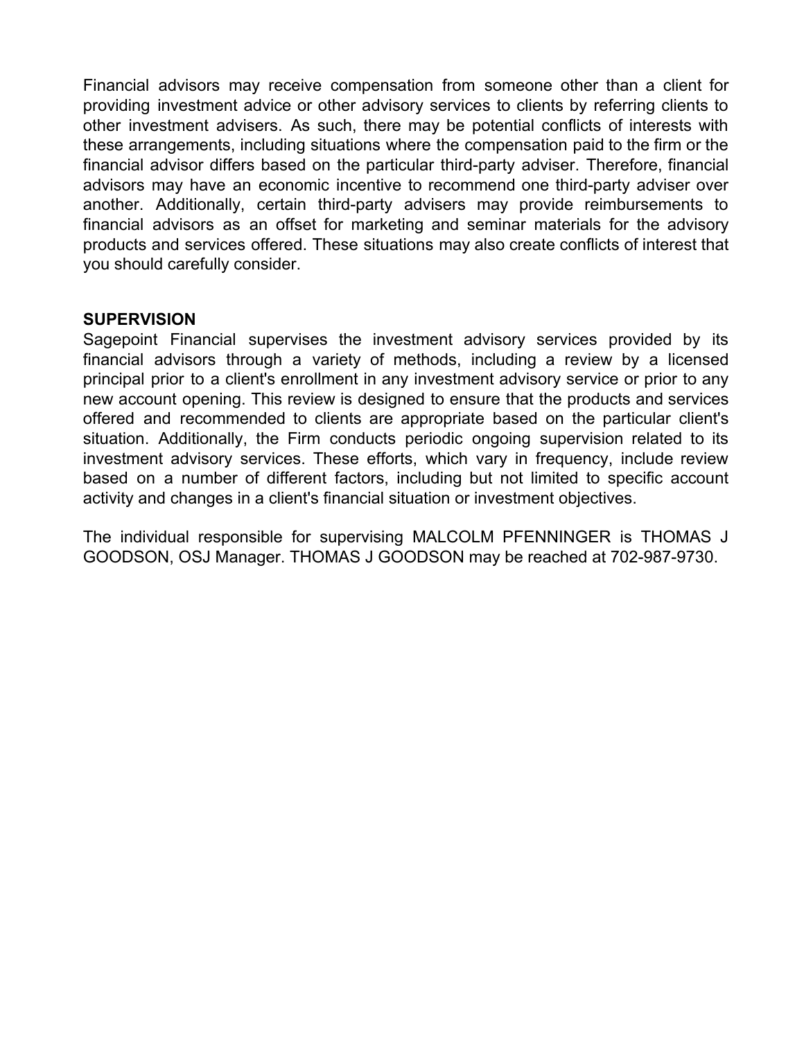Financial advisors may receive compensation from someone other than a client for providing investment advice or other advisory services to clients by referring clients to other investment advisers. As such, there may be potential conflicts of interests with these arrangements, including situations where the compensation paid to the firm or the financial advisor differs based on the particular third-party adviser. Therefore, financial advisors may have an economic incentive to recommend one third-party adviser over another. Additionally, certain third-party advisers may provide reimbursements to financial advisors as an offset for marketing and seminar materials for the advisory products and services offered. These situations may also create conflicts of interest that you should carefully consider.

**SUPERVISION**

Sagepoint Financial supervises the investment advisory services provided by its financial advisors through a variety of methods, including a review by a licensed principal prior to a client's enrollment in any investment advisory service or prior to any new account opening. This review is designed to ensure that the products and services offered and recommended to clients are appropriate based on the particular client's situation. Additionally, the Firm conducts periodic ongoing supervision related to its investment advisory services. These efforts, which vary in frequency, include review based on a number of different factors, including but not limited to specific account activity and changes in a client's financial situation or investment objectives.

The individual responsible for supervising MALCOLM PFENNINGER is THOMAS J GOODSON, OSJ Manager. THOMAS J GOODSON may be reached at 702-987-9730.